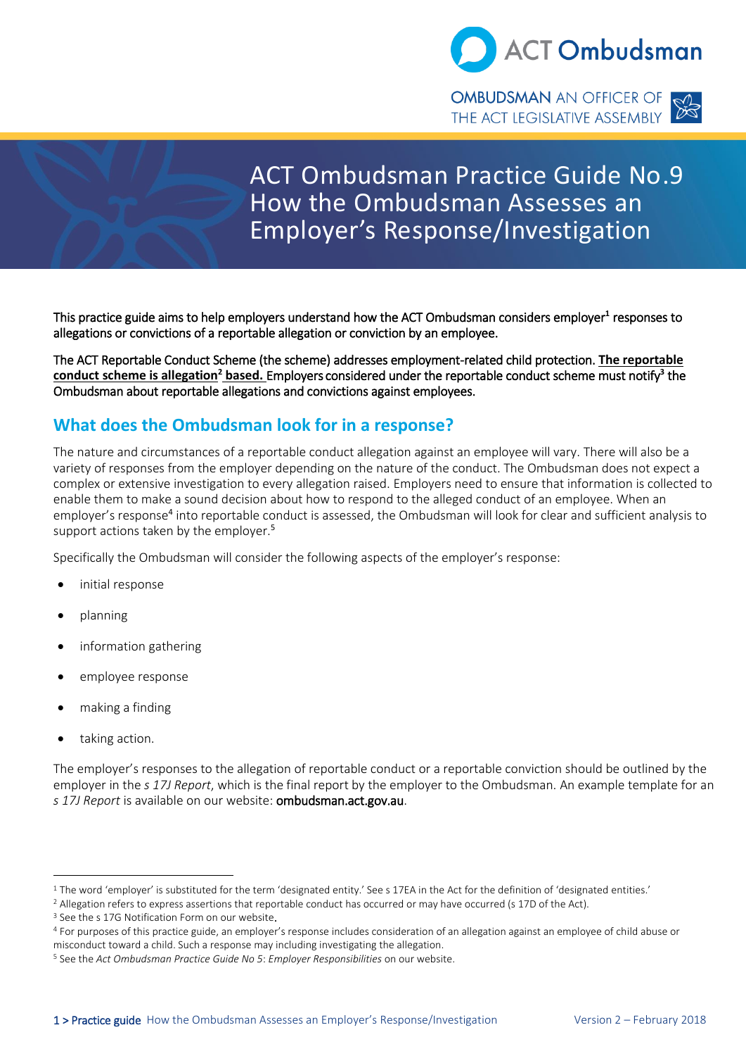ACT Ombudsman

OMBUDSMAN AN OFFICER OF THE ACT LEGISLATIVE ASSEMBLY

# ACT Ombudsman Practice Guide No.9 How the Ombudsman Assesses an Employer's Response/Investigation

This practice guide aims to help employers understand how the ACT Ombudsman considers employer[1] responses to allegations or convictions of a reportable allegation or conviction by an employee.

The ACT Reportable Conduct Scheme (the scheme) addresses employment-related child protection. **The reportable conduct scheme is allegation[2] based.** Employers considered under the reportable conduct scheme must notify[3] the Ombudsman about reportable allegations and convictions against employees.

## What does the Ombudsman look for in a response?

The nature and circumstances of a reportable conduct allegation against an employee will vary. There will also be a variety of responses from the employer depending on the nature of the conduct. The Ombudsman does not expect a complex or extensive investigation to every allegation raised. Employers need to ensure that information is collected to enable them to make a sound decision about how to respond to the alleged conduct of an employee. When an employer's response[4] into reportable conduct is assessed, the Ombudsman will look for clear and sufficient analysis to support actions taken by the employer.[5]

Specifically the Ombudsman will consider the following aspects of the employer's response:

- initial response
- planning
- information gathering
- employee response
- making a finding
- taking action.

The employer's responses to the allegation of reportable conduct or a reportable conviction should be outlined by the employer in the *s 17J Report*, which is the final report by the employer to the Ombudsman. An example template for an *s 17J Report* is available on our website: ombudsman.act.gov.au.

---

[1] The word 'employer' is substituted for the term 'designated entity.' See s 17EA in the Act for the definition of 'designated entities.'

[2] Allegation refers to express assertions that reportable conduct has occurred or may have occurred (s 17D of the Act).

[3] See the s 17G Notification Form on our website.

[4] For purposes of this practice guide, an employer's response includes consideration of an allegation against an employee of child abuse or misconduct toward a child. Such a response may including investigating the allegation.

[5] See the *Act Ombudsman Practice Guide No 5*: *Employer Responsibilities* on our website.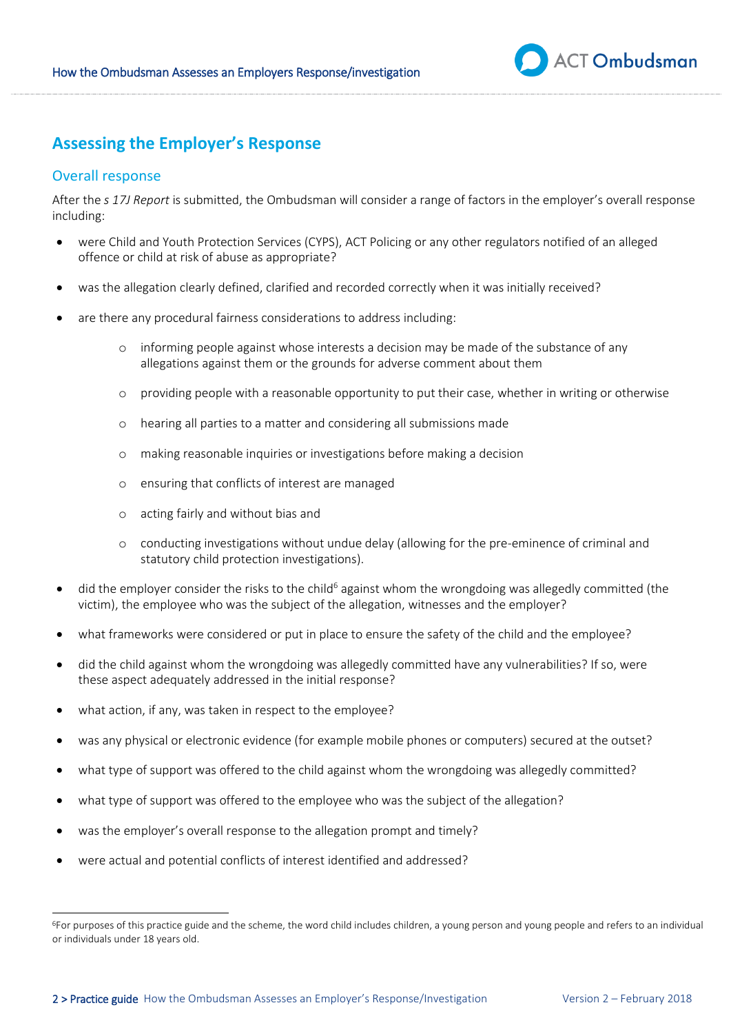## Assessing the Employer's Response

### Overall response

After the *s 17J Report* is submitted, the Ombudsman will consider a range of factors in the employer's overall response including:

- were Child and Youth Protection Services (CYPS), ACT Policing or any other regulators notified of an alleged offence or child at risk of abuse as appropriate?
- was the allegation clearly defined, clarified and recorded correctly when it was initially received?
- are there any procedural fairness considerations to address including:
  - informing people against whose interests a decision may be made of the substance of any allegations against them or the grounds for adverse comment about them
  - providing people with a reasonable opportunity to put their case, whether in writing or otherwise
  - hearing all parties to a matter and considering all submissions made
  - making reasonable inquiries or investigations before making a decision
  - ensuring that conflicts of interest are managed
  - acting fairly and without bias and
  - conducting investigations without undue delay (allowing for the pre-eminence of criminal and statutory child protection investigations).
- did the employer consider the risks to the child[6] against whom the wrongdoing was allegedly committed (the victim), the employee who was the subject of the allegation, witnesses and the employer?
- what frameworks were considered or put in place to ensure the safety of the child and the employee?
- did the child against whom the wrongdoing was allegedly committed have any vulnerabilities? If so, were these aspect adequately addressed in the initial response?
- what action, if any, was taken in respect to the employee?
- was any physical or electronic evidence (for example mobile phones or computers) secured at the outset?
- what type of support was offered to the child against whom the wrongdoing was allegedly committed?
- what type of support was offered to the employee who was the subject of the allegation?
- was the employer's overall response to the allegation prompt and timely?
- were actual and potential conflicts of interest identified and addressed?

[6] For purposes of this practice guide and the scheme, the word child includes children, a young person and young people and refers to an individual or individuals under 18 years old.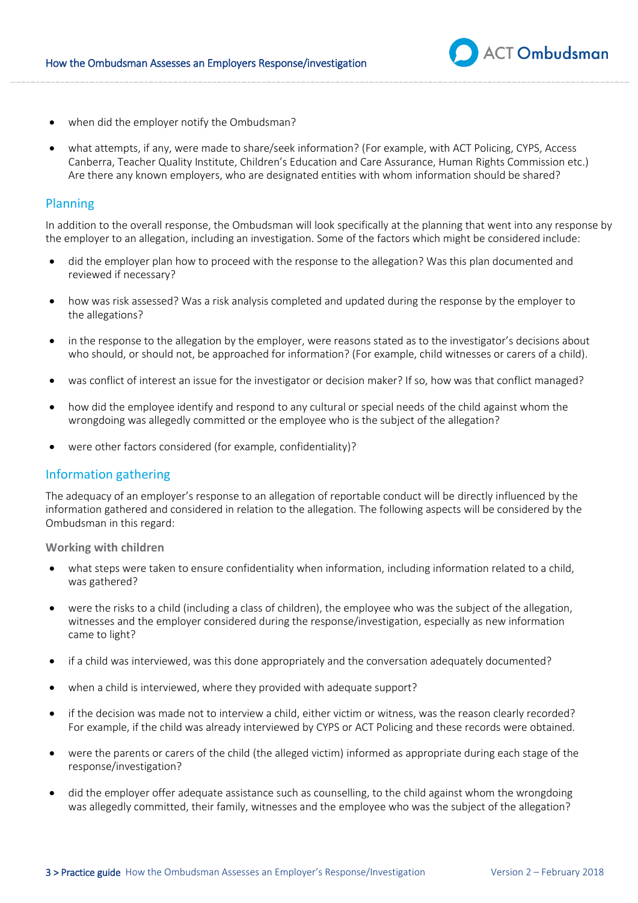- when did the employer notify the Ombudsman?

- what attempts, if any, were made to share/seek information? (For example, with ACT Policing, CYPS, Access Canberra, Teacher Quality Institute, Children's Education and Care Assurance, Human Rights Commission etc.) Are there any known employers, who are designated entities with whom information should be shared?

## Planning

In addition to the overall response, the Ombudsman will look specifically at the planning that went into any response by the employer to an allegation, including an investigation. Some of the factors which might be considered include:

- did the employer plan how to proceed with the response to the allegation? Was this plan documented and reviewed if necessary?

- how was risk assessed? Was a risk analysis completed and updated during the response by the employer to the allegations?

- in the response to the allegation by the employer, were reasons stated as to the investigator's decisions about who should, or should not, be approached for information? (For example, child witnesses or carers of a child).

- was conflict of interest an issue for the investigator or decision maker? If so, how was that conflict managed?

- how did the employee identify and respond to any cultural or special needs of the child against whom the wrongdoing was allegedly committed or the employee who is the subject of the allegation?

- were other factors considered (for example, confidentiality)?

## Information gathering

The adequacy of an employer's response to an allegation of reportable conduct will be directly influenced by the information gathered and considered in relation to the allegation. The following aspects will be considered by the Ombudsman in this regard:

### Working with children

- what steps were taken to ensure confidentiality when information, including information related to a child, was gathered?

- were the risks to a child (including a class of children), the employee who was the subject of the allegation, witnesses and the employer considered during the response/investigation, especially as new information came to light?

- if a child was interviewed, was this done appropriately and the conversation adequately documented?

- when a child is interviewed, where they provided with adequate support?

- if the decision was made not to interview a child, either victim or witness, was the reason clearly recorded? For example, if the child was already interviewed by CYPS or ACT Policing and these records were obtained.

- were the parents or carers of the child (the alleged victim) informed as appropriate during each stage of the response/investigation?

- did the employer offer adequate assistance such as counselling, to the child against whom the wrongdoing was allegedly committed, their family, witnesses and the employee who was the subject of the allegation?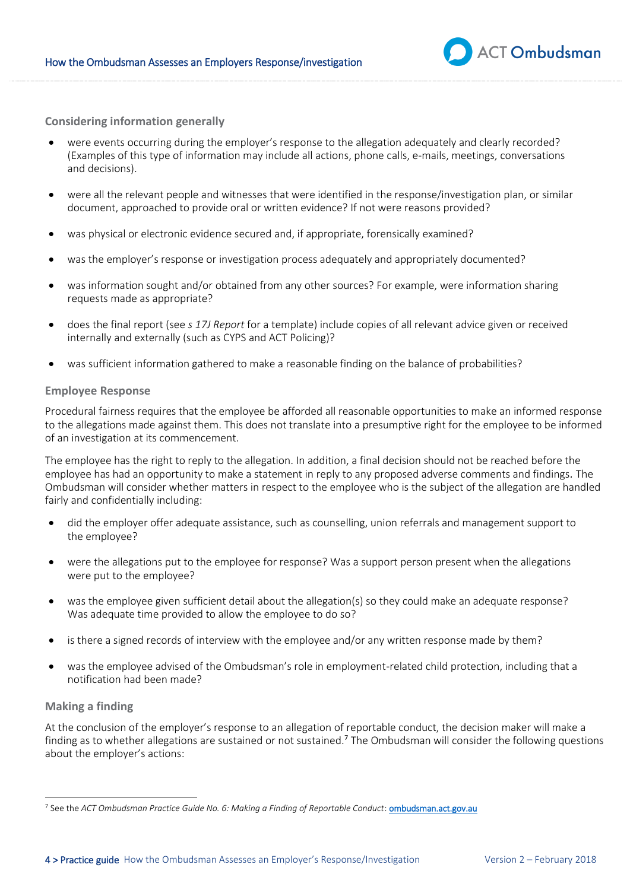### Considering information generally

- were events occurring during the employer's response to the allegation adequately and clearly recorded? (Examples of this type of information may include all actions, phone calls, e-mails, meetings, conversations and decisions).
- were all the relevant people and witnesses that were identified in the response/investigation plan, or similar document, approached to provide oral or written evidence? If not were reasons provided?
- was physical or electronic evidence secured and, if appropriate, forensically examined?
- was the employer's response or investigation process adequately and appropriately documented?
- was information sought and/or obtained from any other sources? For example, were information sharing requests made as appropriate?
- does the final report (see *s 17J Report* for a template) include copies of all relevant advice given or received internally and externally (such as CYPS and ACT Policing)?
- was sufficient information gathered to make a reasonable finding on the balance of probabilities?

### Employee Response

Procedural fairness requires that the employee be afforded all reasonable opportunities to make an informed response to the allegations made against them. This does not translate into a presumptive right for the employee to be informed of an investigation at its commencement.

The employee has the right to reply to the allegation. In addition, a final decision should not be reached before the employee has had an opportunity to make a statement in reply to any proposed adverse comments and findings. The Ombudsman will consider whether matters in respect to the employee who is the subject of the allegation are handled fairly and confidentially including:

- did the employer offer adequate assistance, such as counselling, union referrals and management support to the employee?
- were the allegations put to the employee for response? Was a support person present when the allegations were put to the employee?
- was the employee given sufficient detail about the allegation(s) so they could make an adequate response? Was adequate time provided to allow the employee to do so?
- is there a signed records of interview with the employee and/or any written response made by them?
- was the employee advised of the Ombudsman's role in employment-related child protection, including that a notification had been made?

### Making a finding

At the conclusion of the employer's response to an allegation of reportable conduct, the decision maker will make a finding as to whether allegations are sustained or not sustained.[7] The Ombudsman will consider the following questions about the employer's actions:

[7] See the *ACT Ombudsman Practice Guide No. 6: Making a Finding of Reportable Conduct*: ombudsman.act.gov.au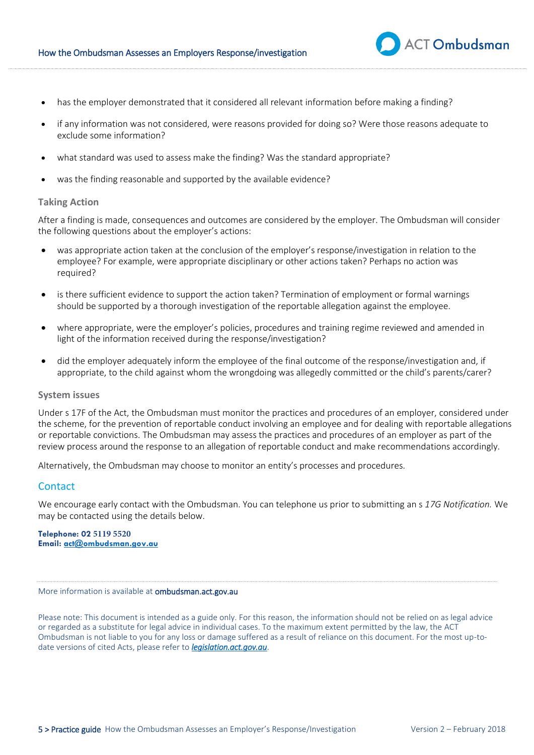- has the employer demonstrated that it considered all relevant information before making a finding?
- if any information was not considered, were reasons provided for doing so? Were those reasons adequate to exclude some information?
- what standard was used to assess make the finding? Was the standard appropriate?
- was the finding reasonable and supported by the available evidence?

### Taking Action

After a finding is made, consequences and outcomes are considered by the employer. The Ombudsman will consider the following questions about the employer's actions:

- was appropriate action taken at the conclusion of the employer's response/investigation in relation to the employee? For example, were appropriate disciplinary or other actions taken? Perhaps no action was required?
- is there sufficient evidence to support the action taken? Termination of employment or formal warnings should be supported by a thorough investigation of the reportable allegation against the employee.
- where appropriate, were the employer's policies, procedures and training regime reviewed and amended in light of the information received during the response/investigation?
- did the employer adequately inform the employee of the final outcome of the response/investigation and, if appropriate, to the child against whom the wrongdoing was allegedly committed or the child's parents/carer?

### System issues

Under s 17F of the Act, the Ombudsman must monitor the practices and procedures of an employer, considered under the scheme, for the prevention of reportable conduct involving an employee and for dealing with reportable allegations or reportable convictions. The Ombudsman may assess the practices and procedures of an employer as part of the review process around the response to an allegation of reportable conduct and make recommendations accordingly.

Alternatively, the Ombudsman may choose to monitor an entity's processes and procedures.

## Contact

We encourage early contact with the Ombudsman. You can telephone us prior to submitting an s *17G Notification.* We may be contacted using the details below.

**Telephone: 02 5119 5520**
**Email: act@ombudsman.gov.au**

More information is available at ombudsman.act.gov.au

Please note: This document is intended as a guide only. For this reason, the information should not be relied on as legal advice or regarded as a substitute for legal advice in individual cases. To the maximum extent permitted by the law, the ACT Ombudsman is not liable to you for any loss or damage suffered as a result of reliance on this document. For the most up-to-date versions of cited Acts, please refer to ***legislation.act.gov.au***.